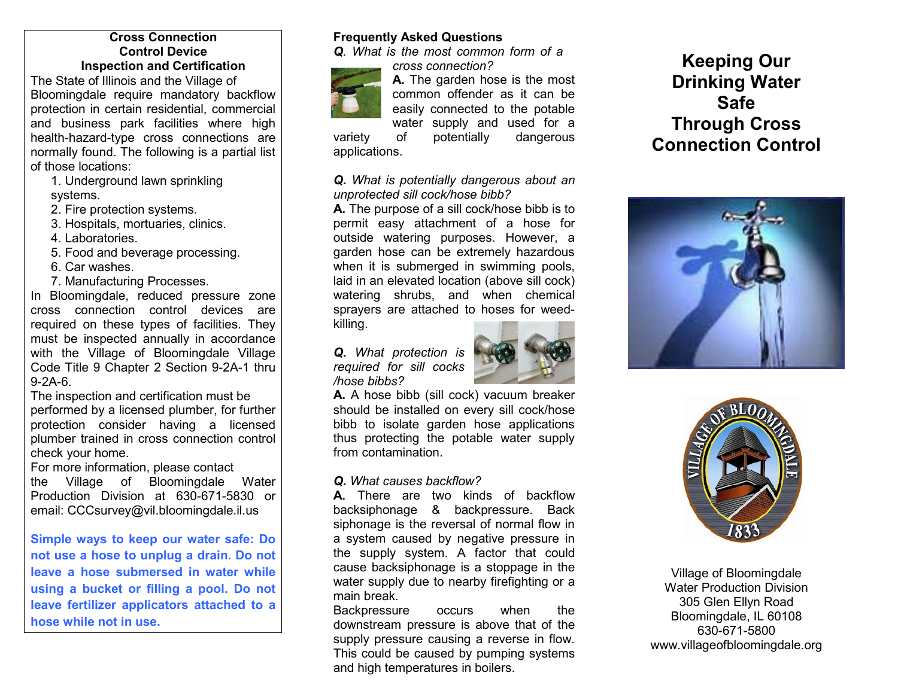## Cross Connection Control Device Inspection and Certification

The State of Illinois and the Village of Bloomingdale require mandatory backflow protection in certain residential, commercial and business park facilities where high health-hazard-type cross connections are normally found. The following is a partial list of those locations:

1. Underground lawn sprinkling systems.
2. Fire protection systems.
3. Hospitals, mortuaries, clinics.
4. Laboratories.
5. Food and beverage processing.
6. Car washes.
7. Manufacturing Processes.

In Bloomingdale, reduced pressure zone cross connection control devices are required on these types of facilities. They must be inspected annually in accordance with the Village of Bloomingdale Village Code Title 9 Chapter 2 Section 9-2A-1 thru 9-2A-6.

The inspection and certification must be performed by a licensed plumber, for further protection consider having a licensed plumber trained in cross connection control check your home.

For more information, please contact the Village of Bloomingdale Water Production Division at 630-671-5830 or email: CCCsurvey@vil.bloomingdale.il.us

**Simple ways to keep our water safe: Do not use a hose to unplug a drain. Do not leave a hose submersed in water while using a bucket or filling a pool. Do not leave fertilizer applicators attached to a hose while not in use.**

## Frequently Asked Questions

***Q.** What is the most common form of a cross connection?*

**A.** The garden hose is the most common offender as it can be easily connected to the potable water supply and used for a variety of potentially dangerous applications.

***Q.** What is potentially dangerous about an unprotected sill cock/hose bibb?*

**A.** The purpose of a sill cock/hose bibb is to permit easy attachment of a hose for outside watering purposes. However, a garden hose can be extremely hazardous when it is submerged in swimming pools, laid in an elevated location (above sill cock) watering shrubs, and when chemical sprayers are attached to hoses for weed-killing.

***Q.** What protection is required for sill cocks /hose bibbs?*

**A.** A hose bibb (sill cock) vacuum breaker should be installed on every sill cock/hose bibb to isolate garden hose applications thus protecting the potable water supply from contamination.

***Q.** What causes backflow?*

**A.** There are two kinds of backflow backsiphonage & backpressure. Back siphonage is the reversal of normal flow in a system caused by negative pressure in the supply system. A factor that could cause backsiphonage is a stoppage in the water supply due to nearby firefighting or a main break.

Backpressure occurs when the downstream pressure is above that of the supply pressure causing a reverse in flow. This could be caused by pumping systems and high temperatures in boilers.

# Keeping Our Drinking Water Safe Through Cross Connection Control

Village of Bloomingdale
Water Production Division
305 Glen Ellyn Road
Bloomingdale, IL 60108
630-671-5800
www.villageofbloomingdale.org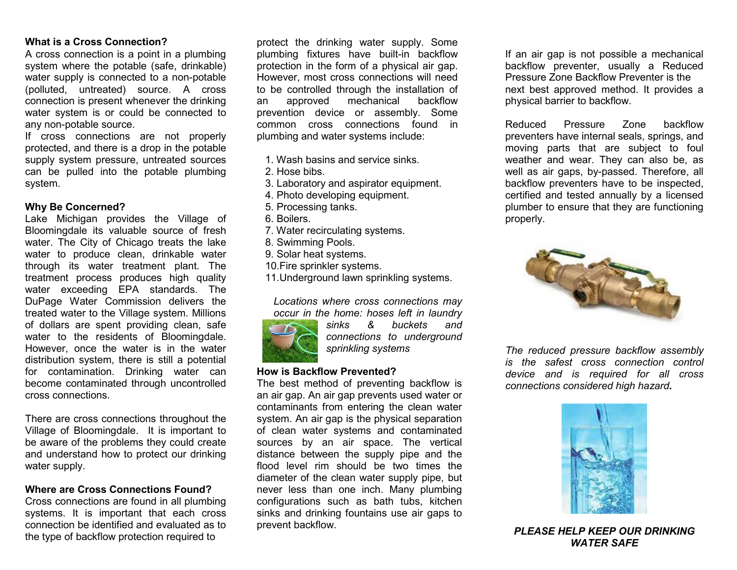**What is a Cross Connection?**

A cross connection is a point in a plumbing system where the potable (safe, drinkable) water supply is connected to a non-potable (polluted, untreated) source. A cross connection is present whenever the drinking water system is or could be connected to any non-potable source.

If cross connections are not properly protected, and there is a drop in the potable supply system pressure, untreated sources can be pulled into the potable plumbing system.

**Why Be Concerned?**

Lake Michigan provides the Village of Bloomingdale its valuable source of fresh water. The City of Chicago treats the lake water to produce clean, drinkable water through its water treatment plant. The treatment process produces high quality water exceeding EPA standards. The DuPage Water Commission delivers the treated water to the Village system. Millions of dollars are spent providing clean, safe water to the residents of Bloomingdale. However, once the water is in the water distribution system, there is still a potential for contamination. Drinking water can become contaminated through uncontrolled cross connections.

There are cross connections throughout the Village of Bloomingdale. It is important to be aware of the problems they could create and understand how to protect our drinking water supply.

**Where are Cross Connections Found?**

Cross connections are found in all plumbing systems. It is important that each cross connection be identified and evaluated as to the type of backflow protection required to protect the drinking water supply. Some plumbing fixtures have built-in backflow protection in the form of a physical air gap. However, most cross connections will need to be controlled through the installation of an approved mechanical backflow prevention device or assembly. Some common cross connections found in plumbing and water systems include:

1. Wash basins and service sinks.
2. Hose bibs.
3. Laboratory and aspirator equipment.
4. Photo developing equipment.
5. Processing tanks.
6. Boilers.
7. Water recirculating systems.
8. Swimming Pools.
9. Solar heat systems.
10. Fire sprinkler systems.
11. Underground lawn sprinkling systems.

*Locations where cross connections may occur in the home: hoses left in laundry sinks & buckets and connections to underground sprinkling systems*

**How is Backflow Prevented?**

The best method of preventing backflow is an air gap. An air gap prevents used water or contaminants from entering the clean water system. An air gap is the physical separation of clean water systems and contaminated sources by an air space. The vertical distance between the supply pipe and the flood level rim should be two times the diameter of the clean water supply pipe, but never less than one inch. Many plumbing configurations such as bath tubs, kitchen sinks and drinking fountains use air gaps to prevent backflow.

If an air gap is not possible a mechanical backflow preventer, usually a Reduced Pressure Zone Backflow Preventer is the next best approved method. It provides a physical barrier to backflow.

Reduced Pressure Zone backflow preventers have internal seals, springs, and moving parts that are subject to foul weather and wear. They can also be, as well as air gaps, by-passed. Therefore, all backflow preventers have to be inspected, certified and tested annually by a licensed plumber to ensure that they are functioning properly.

*The reduced pressure backflow assembly is the safest cross connection control device and is required for all cross connections considered high hazard.*

***PLEASE HELP KEEP OUR DRINKING WATER SAFE***